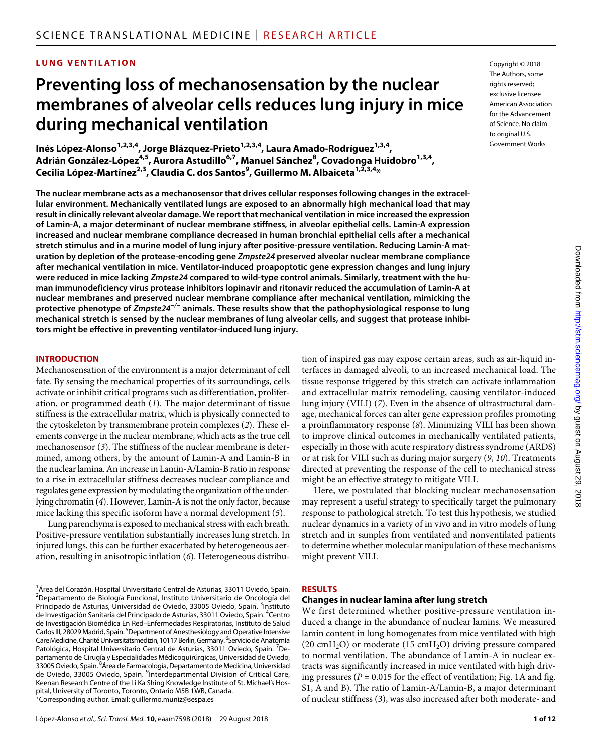LUNG VENTILATION

# Preventing loss of mechanosensation by the nuclear membranes of alveolar cells reduces lung injury in mice during mechanical ventilation

Inés López-Alonso[1,2,3,4], Jorge Blázquez-Prieto[1,2,3,4], Laura Amado-Rodríguez[1,3,4], Adrián González-López[4,5], Aurora Astudillo[6,7], Manuel Sánchez[8], Covadonga Huidobro[1,3,4], Cecilia López-Martínez[2,3], Claudia C. dos Santos[9], Guillermo M. Albaiceta[1,2,3,4]*

Copyright © 2018 The Authors, some rights reserved; exclusive licensee American Association for the Advancement of Science. No claim to original U.S. Government Works

**The nuclear membrane acts as a mechanosensor that drives cellular responses following changes in the extracellular environment. Mechanically ventilated lungs are exposed to an abnormally high mechanical load that may result in clinically relevant alveolar damage. We report that mechanical ventilation in mice increased the expression of Lamin-A, a major determinant of nuclear membrane stiffness, in alveolar epithelial cells. Lamin-A expression increased and nuclear membrane compliance decreased in human bronchial epithelial cells after a mechanical stretch stimulus and in a murine model of lung injury after positive-pressure ventilation. Reducing Lamin-A maturation by depletion of the protease-encoding gene *Zmpste24* preserved alveolar nuclear membrane compliance after mechanical ventilation in mice. Ventilator-induced proapoptotic gene expression changes and lung injury were reduced in mice lacking *Zmpste24* compared to wild-type control animals. Similarly, treatment with the human immunodeficiency virus protease inhibitors lopinavir and ritonavir reduced the accumulation of Lamin-A at nuclear membranes and preserved nuclear membrane compliance after mechanical ventilation, mimicking the protective phenotype of *Zmpste24*$^{-/-}$ animals. These results show that the pathophysiological response to lung mechanical stretch is sensed by the nuclear membranes of lung alveolar cells, and suggest that protease inhibitors might be effective in preventing ventilator-induced lung injury.**

## INTRODUCTION

Mechanosensation of the environment is a major determinant of cell fate. By sensing the mechanical properties of its surroundings, cells activate or inhibit critical programs such as differentiation, proliferation, or programmed death (*1*). The major determinant of tissue stiffness is the extracellular matrix, which is physically connected to the cytoskeleton by transmembrane protein complexes (*2*). These elements converge in the nuclear membrane, which acts as the true cell mechanosensor (*3*). The stiffness of the nuclear membrane is determined, among others, by the amount of Lamin-A and Lamin-B in the nuclear lamina. An increase in Lamin-A/Lamin-B ratio in response to a rise in extracellular stiffness decreases nuclear compliance and regulates gene expression by modulating the organization of the underlying chromatin (*4*). However, Lamin-A is not the only factor, because mice lacking this specific isoform have a normal development (*5*).

Lung parenchyma is exposed to mechanical stress with each breath. Positive-pressure ventilation substantially increases lung stretch. In injured lungs, this can be further exacerbated by heterogeneous aeration, resulting in anisotropic inflation (*6*). Heterogeneous distribution of inspired gas may expose certain areas, such as air-liquid interfaces in damaged alveoli, to an increased mechanical load. The tissue response triggered by this stretch can activate inflammation and extracellular matrix remodeling, causing ventilator-induced lung injury (VILI) (*7*). Even in the absence of ultrastructural damage, mechanical forces can alter gene expression profiles promoting a proinflammatory response (*8*). Minimizing VILI has been shown to improve clinical outcomes in mechanically ventilated patients, especially in those with acute respiratory distress syndrome (ARDS) or at risk for VILI such as during major surgery (*9*, *10*). Treatments directed at preventing the response of the cell to mechanical stress might be an effective strategy to mitigate VILI.

Here, we postulated that blocking nuclear mechanosensation may represent a useful strategy to specifically target the pulmonary response to pathological stretch. To test this hypothesis, we studied nuclear dynamics in a variety of in vivo and in vitro models of lung stretch and in samples from ventilated and nonventilated patients to determine whether molecular manipulation of these mechanisms might prevent VILI.

## RESULTS

### Changes in nuclear lamina after lung stretch

We first determined whether positive-pressure ventilation induced a change in the abundance of nuclear lamins. We measured lamin content in lung homogenates from mice ventilated with high (20 $cmH_2O$) or moderate (15 $cmH_2O$) driving pressure compared to normal ventilation. The abundance of Lamin-A in nuclear extracts was significantly increased in mice ventilated with high driving pressures ($P = 0.015$ for the effect of ventilation; Fig. 1A and fig. S1, A and B). The ratio of Lamin-A/Lamin-B, a major determinant of nuclear stiffness (*3*), was also increased after both moderate- and

[1]Área del Corazón, Hospital Universitario Central de Asturias, 33011 Oviedo, Spain. [2]Departamento de Biología Funcional, Instituto Universitario de Oncología del Principado de Asturias, Universidad de Oviedo, 33005 Oviedo, Spain. [3]Instituto de Investigación Sanitaria del Principado de Asturias, 33011 Oviedo, Spain. [4]Centro de Investigación Biomédica En Red–Enfermedades Respiratorias, Instituto de Salud Carlos III, 28029 Madrid, Spain. [5]Department of Anesthesiology and Operative Intensive Care Medicine, Charité Universitätsmedizin, 10117 Berlin, Germany. [6]Servicio de Anatomía Patológica, Hospital Universitario Central de Asturias, 33011 Oviedo, Spain. [7]Departamento de Cirugía y Especialidades Médicoquirúrgicas, Universidad de Oviedo, 33005 Oviedo, Spain. [8]Área de Farmacología, Departamento de Medicina, Universidad de Oviedo, 33005 Oviedo, Spain. [9]Interdepartmental Division of Critical Care, Keenan Research Centre of the Li Ka Shing Knowledge Institute of St. Michael's Hospital, University of Toronto, Toronto, Ontario M5B 1WB, Canada.
*Corresponding author. Email: guillermo.muniz@sespa.es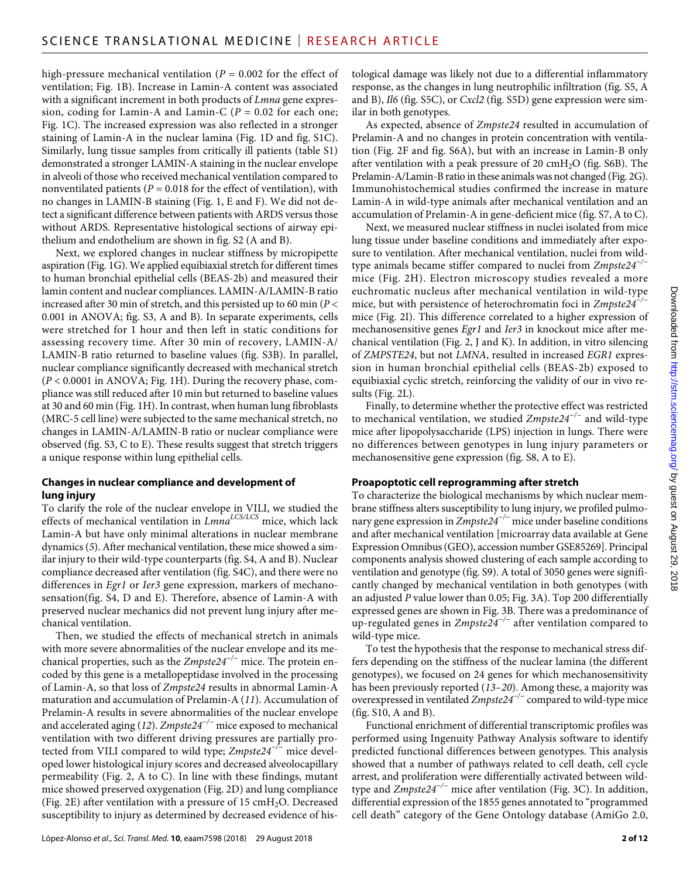high-pressure mechanical ventilation ($P = 0.002$ for the effect of ventilation; Fig. 1B). Increase in Lamin-A content was associated with a significant increment in both products of *Lmna* gene expression, coding for Lamin-A and Lamin-C ($P = 0.02$ for each one; Fig. 1C). The increased expression was also reflected in a stronger staining of Lamin-A in the nuclear lamina (Fig. 1D and fig. S1C). Similarly, lung tissue samples from critically ill patients (table S1) demonstrated a stronger LAMIN-A staining in the nuclear envelope in alveoli of those who received mechanical ventilation compared to nonventilated patients ($P = 0.018$ for the effect of ventilation), with no changes in LAMIN-B staining (Fig. 1, E and F). We did not detect a significant difference between patients with ARDS versus those without ARDS. Representative histological sections of airway epithelium and endothelium are shown in fig. S2 (A and B).

Next, we explored changes in nuclear stiffness by micropipette aspiration (Fig. 1G). We applied equibiaxial stretch for different times to human bronchial epithelial cells (BEAS-2b) and measured their lamin content and nuclear compliances. LAMIN-A/LAMIN-B ratio increased after 30 min of stretch, and this persisted up to 60 min ($P < 0.001$ in ANOVA; fig. S3, A and B). In separate experiments, cells were stretched for 1 hour and then left in static conditions for assessing recovery time. After 30 min of recovery, LAMIN-A/LAMIN-B ratio returned to baseline values (fig. S3B). In parallel, nuclear compliance significantly decreased with mechanical stretch ($P < 0.0001$ in ANOVA; Fig. 1H). During the recovery phase, compliance was still reduced after 10 min but returned to baseline values at 30 and 60 min (Fig. 1H). In contrast, when human lung fibroblasts (MRC-5 cell line) were subjected to the same mechanical stretch, no changes in LAMIN-A/LAMIN-B ratio or nuclear compliance were observed (fig. S3, C to E). These results suggest that stretch triggers a unique response within lung epithelial cells.

### Changes in nuclear compliance and development of lung injury

To clarify the role of the nuclear envelope in VILI, we studied the effects of mechanical ventilation in $Lmna^{LCS/LCS}$ mice, which lack Lamin-A but have only minimal alterations in nuclear membrane dynamics (*5*). After mechanical ventilation, these mice showed a similar injury to their wild-type counterparts (fig. S4, A and B). Nuclear compliance decreased after ventilation (fig. S4C), and there were no differences in *Egr1* or *Ier3* gene expression, markers of mechanosensation(fig. S4, D and E). Therefore, absence of Lamin-A with preserved nuclear mechanics did not prevent lung injury after mechanical ventilation.

Then, we studied the effects of mechanical stretch in animals with more severe abnormalities of the nuclear envelope and its mechanical properties, such as the $Zmpste24^{-/-}$ mice. The protein encoded by this gene is a metallopeptidase involved in the processing of Lamin-A, so that loss of *Zmpste24* results in abnormal Lamin-A maturation and accumulation of Prelamin-A (*11*). Accumulation of Prelamin-A results in severe abnormalities of the nuclear envelope and accelerated aging (*12*). $Zmpste24^{-/-}$ mice exposed to mechanical ventilation with two different driving pressures are partially protected from VILI compared to wild type; $Zmpste24^{-/-}$ mice developed lower histological injury scores and decreased alveolocapillary permeability (Fig. 2, A to C). In line with these findings, mutant mice showed preserved oxygenation (Fig. 2D) and lung compliance (Fig. 2E) after ventilation with a pressure of 15 cm$H_2O$. Decreased susceptibility to injury as determined by decreased evidence of histological damage was likely not due to a differential inflammatory response, as the changes in lung neutrophilic infiltration (fig. S5, A and B), *Il6* (fig. S5C), or *Cxcl2* (fig. S5D) gene expression were similar in both genotypes.

As expected, absence of *Zmpste24* resulted in accumulation of Prelamin-A and no changes in protein concentration with ventilation (Fig. 2F and fig. S6A), but with an increase in Lamin-B only after ventilation with a peak pressure of 20 cm$H_2O$ (fig. S6B). The Prelamin-A/Lamin-B ratio in these animals was not changed (Fig. 2G). Immunohistochemical studies confirmed the increase in mature Lamin-A in wild-type animals after mechanical ventilation and an accumulation of Prelamin-A in gene-deficient mice (fig. S7, A to C).

Next, we measured nuclear stiffness in nuclei isolated from mice lung tissue under baseline conditions and immediately after exposure to ventilation. After mechanical ventilation, nuclei from wild-type animals became stiffer compared to nuclei from $Zmpste24^{-/-}$ mice (Fig. 2H). Electron microscopy studies revealed a more euchromatic nucleus after mechanical ventilation in wild-type mice, but with persistence of heterochromatin foci in $Zmpste24^{-/-}$ mice (Fig. 2I). This difference correlated to a higher expression of mechanosensitive genes *Egr1* and *Ier3* in knockout mice after mechanical ventilation (Fig. 2, J and K). In addition, in vitro silencing of *ZMPSTE24*, but not *LMNA*, resulted in increased *EGR1* expression in human bronchial epithelial cells (BEAS-2b) exposed to equibiaxial cyclic stretch, reinforcing the validity of our in vivo results (Fig. 2L).

Finally, to determine whether the protective effect was restricted to mechanical ventilation, we studied $Zmpste24^{-/-}$ and wild-type mice after lipopolysaccharide (LPS) injection in lungs. There were no differences between genotypes in lung injury parameters or mechanosensitive gene expression (fig. S8, A to E).

### Proapoptotic cell reprogramming after stretch

To characterize the biological mechanisms by which nuclear membrane stiffness alters susceptibility to lung injury, we profiled pulmonary gene expression in $Zmpste24^{-/-}$ mice under baseline conditions and after mechanical ventilation [microarray data available at Gene Expression Omnibus (GEO), accession number GSE85269]. Principal components analysis showed clustering of each sample according to ventilation and genotype (fig. S9). A total of 3050 genes were significantly changed by mechanical ventilation in both genotypes (with an adjusted $P$ value lower than 0.05; Fig. 3A). Top 200 differentially expressed genes are shown in Fig. 3B. There was a predominance of up-regulated genes in $Zmpste24^{-/-}$ after ventilation compared to wild-type mice.

To test the hypothesis that the response to mechanical stress differs depending on the stiffness of the nuclear lamina (the different genotypes), we focused on 24 genes for which mechanosensitivity has been previously reported (*13*–*20*). Among these, a majority was overexpressed in ventilated $Zmpste24^{-/-}$ compared to wild-type mice (fig. S10, A and B).

Functional enrichment of differential transcriptomic profiles was performed using Ingenuity Pathway Analysis software to identify predicted functional differences between genotypes. This analysis showed that a number of pathways related to cell death, cell cycle arrest, and proliferation were differentially activated between wild-type and $Zmpste24^{-/-}$ mice after ventilation (Fig. 3C). In addition, differential expression of the 1855 genes annotated to "programmed cell death" category of the Gene Ontology database (AmiGo 2.0,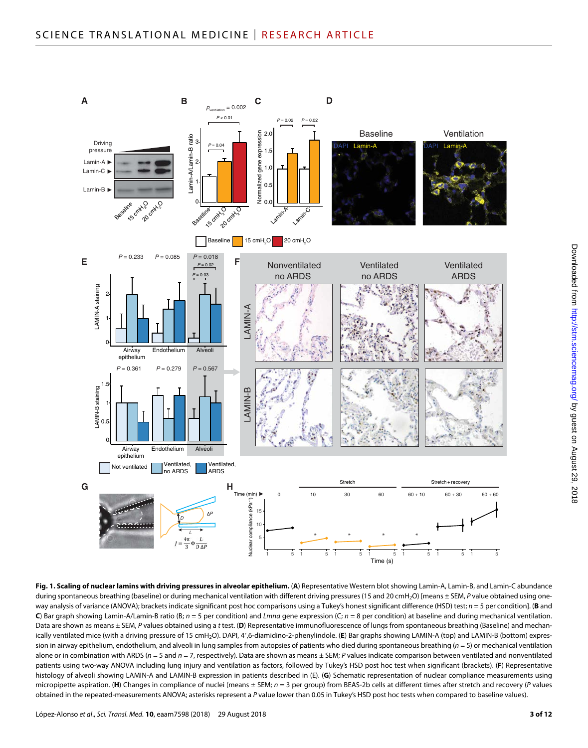**Fig. 1. Scaling of nuclear lamins with driving pressures in alveolar epithelium.** (**A**) Representative Western blot showing Lamin-A, Lamin-B, and Lamin-C abundance during spontaneous breathing (baseline) or during mechanical ventilation with different driving pressures (15 and 20 $cmH_2O$) [means ± SEM, *P* value obtained using one-way analysis of variance (ANOVA); brackets indicate significant post hoc comparisons using a Tukey's honest significant difference (HSD) test; *n* = 5 per condition]. (**B** and **C**) Bar graph showing Lamin-A/Lamin-B ratio (B; *n* = 5 per condition) and *Lmna* gene expression (C; *n* = 8 per condition) at baseline and during mechanical ventilation. Data are shown as means ± SEM, *P* values obtained using a *t* test. (**D**) Representative immunofluorescence of lungs from spontaneous breathing (Baseline) and mechanically ventilated mice (with a driving pressure of 15 $cmH_2O$). DAPI, 4′,6-diamidino-2-phenylindole. (**E**) Bar graphs showing LAMIN-A (top) and LAMIN-B (bottom) expression in airway epithelium, endothelium, and alveoli in lung samples from autopsies of patients who died during spontaneous breathing (*n* = 5) or mechanical ventilation alone or in combination with ARDS (*n* = 5 and *n* = 7, respectively). Data are shown as means ± SEM; *P* values indicate comparison between ventilated and nonventilated patients using two-way ANOVA including lung injury and ventilation as factors, followed by Tukey's HSD post hoc test when significant (brackets). (**F**) Representative histology of alveoli showing LAMIN-A and LAMIN-B expression in patients described in (E). (**G**) Schematic representation of nuclear compliance measurements using micropipette aspiration. (**H**) Changes in compliance of nuclei (means ± SEM; *n* = 3 per group) from BEAS-2b cells at different times after stretch and recovery (*P* values obtained in the repeated-measurements ANOVA; asterisks represent a *P* value lower than 0.05 in Tukey's HSD post hoc tests when compared to baseline values).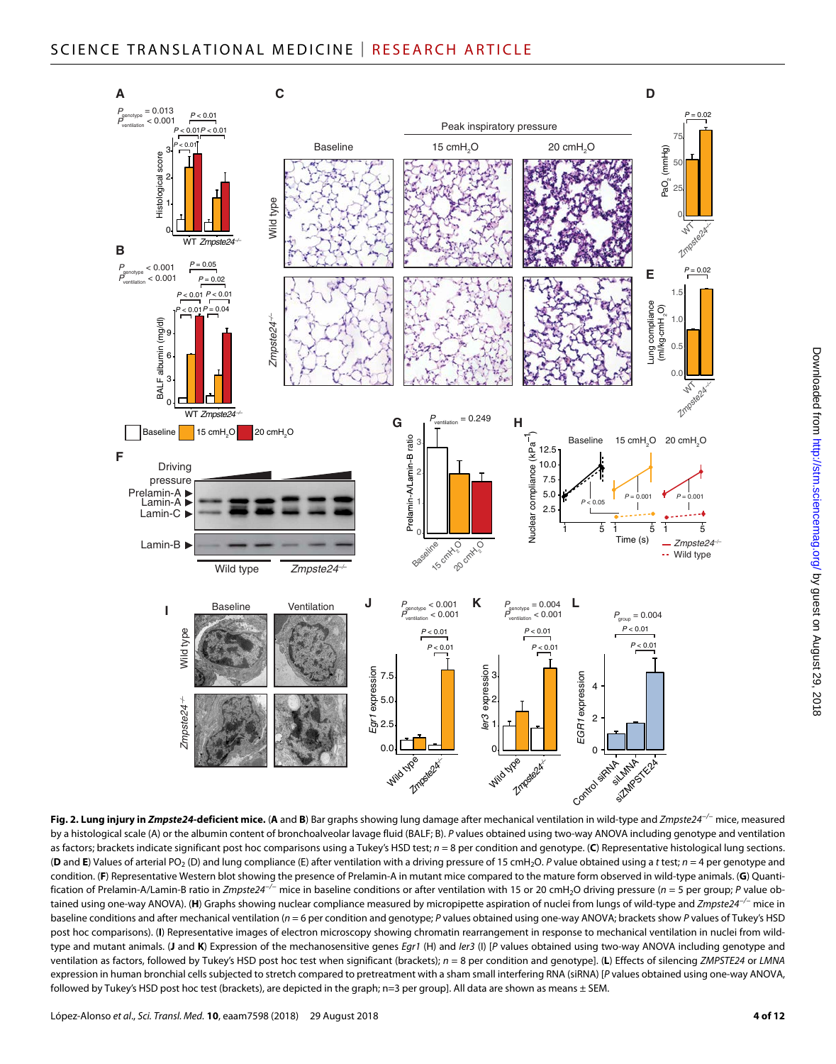**Fig. 2. Lung injury in *Zmpste24*-deficient mice.** (**A** and **B**) Bar graphs showing lung damage after mechanical ventilation in wild-type and *Zmpste24*$^{-/-}$ mice, measured by a histological scale (A) or the albumin content of bronchoalveolar lavage fluid (BALF; B). *P* values obtained using two-way ANOVA including genotype and ventilation as factors; brackets indicate significant post hoc comparisons using a Tukey's HSD test; *n* = 8 per condition and genotype. (**C**) Representative histological lung sections. (**D** and **E**) Values of arterial $PO_2$ (D) and lung compliance (E) after ventilation with a driving pressure of 15 $cmH_2O$. *P* value obtained using a *t* test; *n* = 4 per genotype and condition. (**F**) Representative Western blot showing the presence of Prelamin-A in mutant mice compared to the mature form observed in wild-type animals. (**G**) Quantification of Prelamin-A/Lamin-B ratio in *Zmpste24*$^{-/-}$ mice in baseline conditions or after ventilation with 15 or 20 $cmH_2O$ driving pressure (*n* = 5 per group; *P* value obtained using one-way ANOVA). (**H**) Graphs showing nuclear compliance measured by micropipette aspiration of nuclei from lungs of wild-type and *Zmpste24*$^{-/-}$ mice in baseline conditions and after mechanical ventilation (*n* = 6 per condition and genotype; *P* values obtained using one-way ANOVA; brackets show *P* values of Tukey's HSD post hoc comparisons). (**I**) Representative images of electron microscopy showing chromatin rearrangement in response to mechanical ventilation in nuclei from wild-type and mutant animals. (**J** and **K**) Expression of the mechanosensitive genes *Egr1* (H) and *Ier3* (I) [*P* values obtained using two-way ANOVA including genotype and ventilation as factors, followed by Tukey's HSD post hoc test when significant (brackets); *n* = 8 per condition and genotype]. (**L**) Effects of silencing *ZMPSTE24* or *LMNA* expression in human bronchial cells subjected to stretch compared to pretreatment with a sham small interfering RNA (siRNA) [*P* values obtained using one-way ANOVA, followed by Tukey's HSD post hoc test (brackets), are depicted in the graph; n=3 per group]. All data are shown as means ± SEM.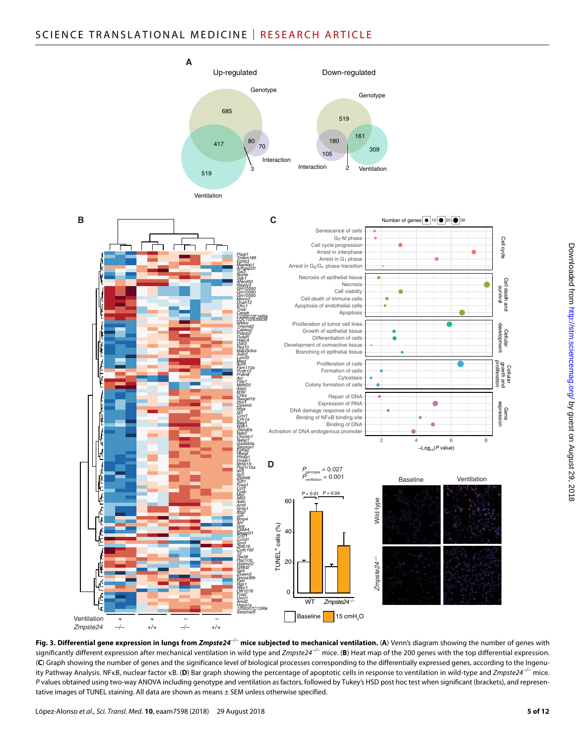**Fig. 3. Differential gene expression in lungs from *Zmpste24*$^{-/-}$ mice subjected to mechanical ventilation.** (**A**) Venn's diagram showing the number of genes with significantly different expression after mechanical ventilation in wild type and *Zmpste24*$^{-/-}$ mice. (**B**) Heat map of the 200 genes with the top differential expression. (**C**) Graph showing the number of genes and the significance level of biological processes corresponding to the differentially expressed genes, according to the Ingenuity Pathway Analysis. NFκB, nuclear factor κB. (**D**) Bar graph showing the percentage of apoptotic cells in response to ventilation in wild-type and *Zmpste24*$^{-/-}$ mice. *P* values obtained using two-way ANOVA including genotype and ventilation as factors, followed by Tukey's HSD post hoc test when significant (brackets), and representative images of TUNEL staining. All data are shown as means ± SEM unless otherwise specified.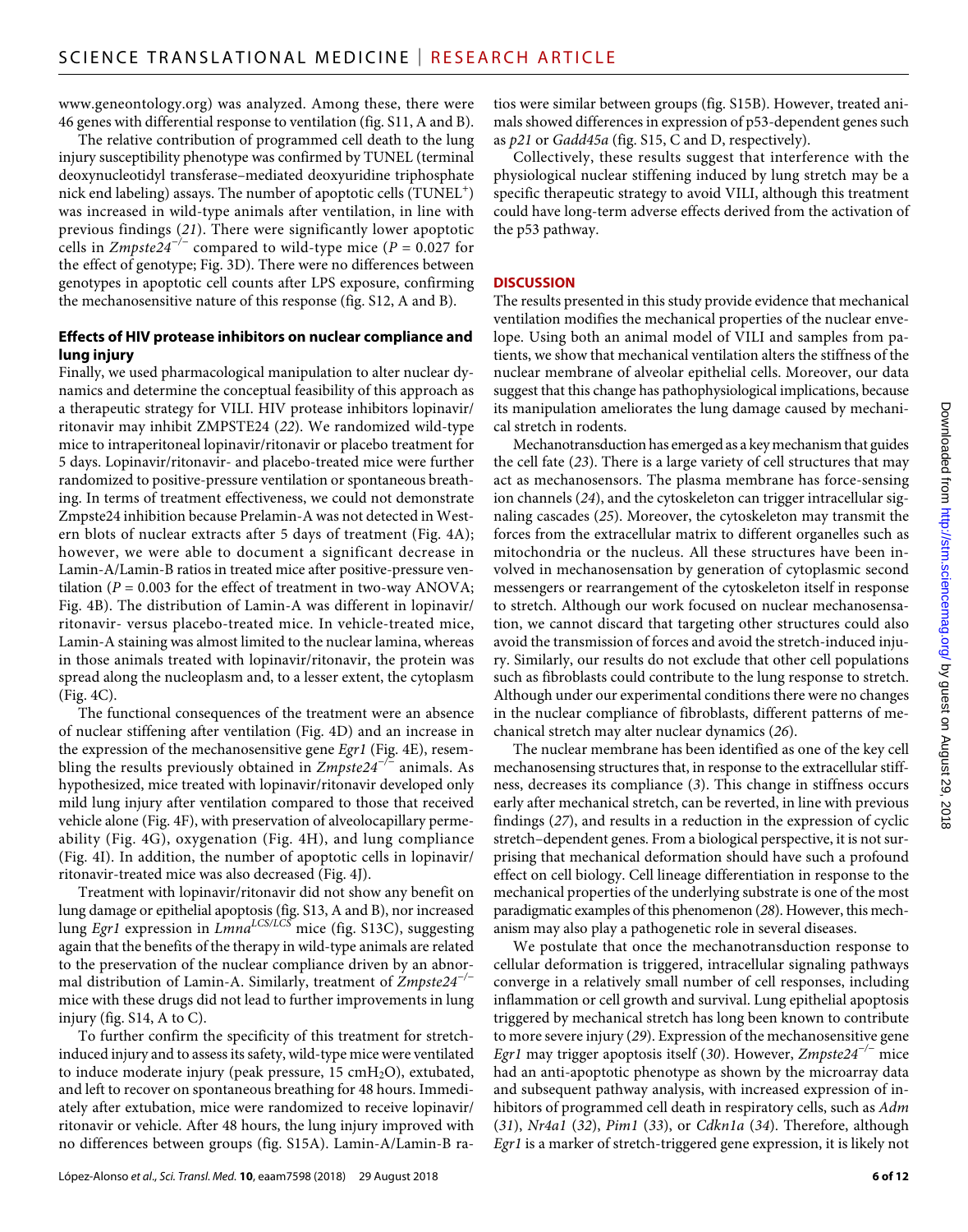www.geneontology.org) was analyzed. Among these, there were 46 genes with differential response to ventilation (fig. S11, A and B).

The relative contribution of programmed cell death to the lung injury susceptibility phenotype was confirmed by TUNEL (terminal deoxynucleotidyl transferase–mediated deoxyuridine triphosphate nick end labeling) assays. The number of apoptotic cells ($TUNEL^+$) was increased in wild-type animals after ventilation, in line with previous findings (*21*). There were significantly lower apoptotic cells in *Zmpste24*$^{-/-}$ compared to wild-type mice ($P = 0.027$ for the effect of genotype; Fig. 3D). There were no differences between genotypes in apoptotic cell counts after LPS exposure, confirming the mechanosensitive nature of this response (fig. S12, A and B).

### Effects of HIV protease inhibitors on nuclear compliance and lung injury

Finally, we used pharmacological manipulation to alter nuclear dynamics and determine the conceptual feasibility of this approach as a therapeutic strategy for VILI. HIV protease inhibitors lopinavir/ritonavir may inhibit ZMPSTE24 (*22*). We randomized wild-type mice to intraperitoneal lopinavir/ritonavir or placebo treatment for 5 days. Lopinavir/ritonavir- and placebo-treated mice were further randomized to positive-pressure ventilation or spontaneous breathing. In terms of treatment effectiveness, we could not demonstrate Zmpste24 inhibition because Prelamin-A was not detected in Western blots of nuclear extracts after 5 days of treatment (Fig. 4A); however, we were able to document a significant decrease in Lamin-A/Lamin-B ratios in treated mice after positive-pressure ventilation ($P = 0.003$ for the effect of treatment in two-way ANOVA; Fig. 4B). The distribution of Lamin-A was different in lopinavir/ritonavir- versus placebo-treated mice. In vehicle-treated mice, Lamin-A staining was almost limited to the nuclear lamina, whereas in those animals treated with lopinavir/ritonavir, the protein was spread along the nucleoplasm and, to a lesser extent, the cytoplasm (Fig. 4C).

The functional consequences of the treatment were an absence of nuclear stiffening after ventilation (Fig. 4D) and an increase in the expression of the mechanosensitive gene *Egr1* (Fig. 4E), resembling the results previously obtained in *Zmpste24*$^{-/-}$ animals. As hypothesized, mice treated with lopinavir/ritonavir developed only mild lung injury after ventilation compared to those that received vehicle alone (Fig. 4F), with preservation of alveolocapillary permeability (Fig. 4G), oxygenation (Fig. 4H), and lung compliance (Fig. 4I). In addition, the number of apoptotic cells in lopinavir/ritonavir-treated mice was also decreased (Fig. 4J).

Treatment with lopinavir/ritonavir did not show any benefit on lung damage or epithelial apoptosis (fig. S13, A and B), nor increased lung *Egr1* expression in *Lmna*$^{LCS/LCS}$ mice (fig. S13C), suggesting again that the benefits of the therapy in wild-type animals are related to the preservation of the nuclear compliance driven by an abnormal distribution of Lamin-A. Similarly, treatment of *Zmpste24*$^{-/-}$ mice with these drugs did not lead to further improvements in lung injury (fig. S14, A to C).

To further confirm the specificity of this treatment for stretch-induced injury and to assess its safety, wild-type mice were ventilated to induce moderate injury (peak pressure, 15 $cmH_2O$), extubated, and left to recover on spontaneous breathing for 48 hours. Immediately after extubation, mice were randomized to receive lopinavir/ritonavir or vehicle. After 48 hours, the lung injury improved with no differences between groups (fig. S15A). Lamin-A/Lamin-B ratios were similar between groups (fig. S15B). However, treated animals showed differences in expression of p53-dependent genes such as *p21* or *Gadd45a* (fig. S15, C and D, respectively).

Collectively, these results suggest that interference with the physiological nuclear stiffening induced by lung stretch may be a specific therapeutic strategy to avoid VILI, although this treatment could have long-term adverse effects derived from the activation of the p53 pathway.

## DISCUSSION

The results presented in this study provide evidence that mechanical ventilation modifies the mechanical properties of the nuclear envelope. Using both an animal model of VILI and samples from patients, we show that mechanical ventilation alters the stiffness of the nuclear membrane of alveolar epithelial cells. Moreover, our data suggest that this change has pathophysiological implications, because its manipulation ameliorates the lung damage caused by mechanical stretch in rodents.

Mechanotransduction has emerged as a key mechanism that guides the cell fate (*23*). There is a large variety of cell structures that may act as mechanosensors. The plasma membrane has force-sensing ion channels (*24*), and the cytoskeleton can trigger intracellular signaling cascades (*25*). Moreover, the cytoskeleton may transmit the forces from the extracellular matrix to different organelles such as mitochondria or the nucleus. All these structures have been involved in mechanosensation by generation of cytoplasmic second messengers or rearrangement of the cytoskeleton itself in response to stretch. Although our work focused on nuclear mechanosensation, we cannot discard that targeting other structures could also avoid the transmission of forces and avoid the stretch-induced injury. Similarly, our results do not exclude that other cell populations such as fibroblasts could contribute to the lung response to stretch. Although under our experimental conditions there were no changes in the nuclear compliance of fibroblasts, different patterns of mechanical stretch may alter nuclear dynamics (*26*).

The nuclear membrane has been identified as one of the key cell mechanosensing structures that, in response to the extracellular stiffness, decreases its compliance (*3*). This change in stiffness occurs early after mechanical stretch, can be reverted, in line with previous findings (*27*), and results in a reduction in the expression of cyclic stretch–dependent genes. From a biological perspective, it is not surprising that mechanical deformation should have such a profound effect on cell biology. Cell lineage differentiation in response to the mechanical properties of the underlying substrate is one of the most paradigmatic examples of this phenomenon (*28*). However, this mechanism may also play a pathogenetic role in several diseases.

We postulate that once the mechanotransduction response to cellular deformation is triggered, intracellular signaling pathways converge in a relatively small number of cell responses, including inflammation or cell growth and survival. Lung epithelial apoptosis triggered by mechanical stretch has long been known to contribute to more severe injury (*29*). Expression of the mechanosensitive gene *Egr1* may trigger apoptosis itself (*30*). However, *Zmpste24*$^{-/-}$ mice had an anti-apoptotic phenotype as shown by the microarray data and subsequent pathway analysis, with increased expression of inhibitors of programmed cell death in respiratory cells, such as *Adm* (*31*), *Nr4a1* (*32*), *Pim1* (*33*), or *Cdkn1a* (*34*). Therefore, although *Egr1* is a marker of stretch-triggered gene expression, it is likely not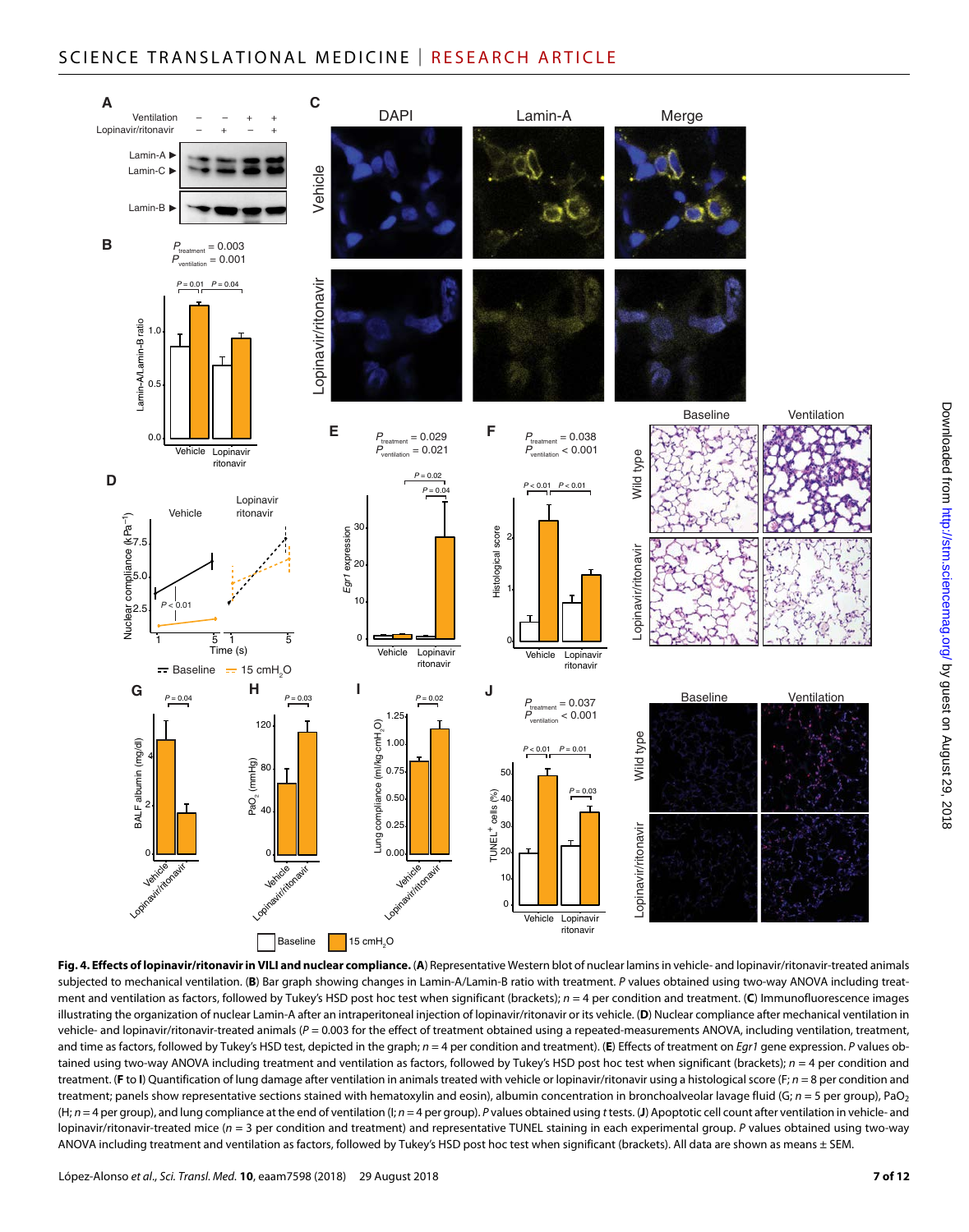**Fig. 4. Effects of lopinavir/ritonavir in VILI and nuclear compliance.** (**A**) Representative Western blot of nuclear lamins in vehicle- and lopinavir/ritonavir-treated animals subjected to mechanical ventilation. (**B**) Bar graph showing changes in Lamin-A/Lamin-B ratio with treatment. *P* values obtained using two-way ANOVA including treatment and ventilation as factors, followed by Tukey's HSD post hoc test when significant (brackets); *n* = 4 per condition and treatment. (**C**) Immunofluorescence images illustrating the organization of nuclear Lamin-A after an intraperitoneal injection of lopinavir/ritonavir or its vehicle. (**D**) Nuclear compliance after mechanical ventilation in vehicle- and lopinavir/ritonavir-treated animals (*P* = 0.003 for the effect of treatment obtained using a repeated-measurements ANOVA, including ventilation, treatment, and time as factors, followed by Tukey's HSD test, depicted in the graph; *n* = 4 per condition and treatment). (**E**) Effects of treatment on *Egr1* gene expression. *P* values obtained using two-way ANOVA including treatment and ventilation as factors, followed by Tukey's HSD post hoc test when significant (brackets); *n* = 4 per condition and treatment. (**F** to **I**) Quantification of lung damage after ventilation in animals treated with vehicle or lopinavir/ritonavir using a histological score (F; *n* = 8 per condition and treatment; panels show representative sections stained with hematoxylin and eosin), albumin concentration in bronchoalveolar lavage fluid (G; *n* = 5 per group), $PaO_2$ (H; *n* = 4 per group), and lung compliance at the end of ventilation (I; *n* = 4 per group). *P* values obtained using *t* tests. (**J**) Apoptotic cell count after ventilation in vehicle- and lopinavir/ritonavir-treated mice (*n* = 3 per condition and treatment) and representative TUNEL staining in each experimental group. *P* values obtained using two-way ANOVA including treatment and ventilation as factors, followed by Tukey's HSD post hoc test when significant (brackets). All data are shown as means ± SEM.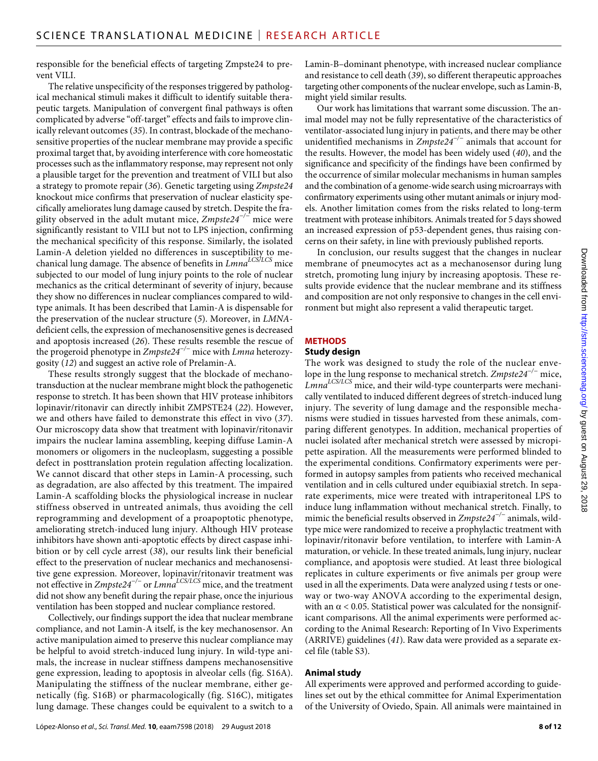responsible for the beneficial effects of targeting Zmpste24 to prevent VILI.

The relative unspecificity of the responses triggered by pathological mechanical stimuli makes it difficult to identify suitable therapeutic targets. Manipulation of convergent final pathways is often complicated by adverse "off-target" effects and fails to improve clinically relevant outcomes (*35*). In contrast, blockade of the mechanosensitive properties of the nuclear membrane may provide a specific proximal target that, by avoiding interference with core homeostatic processes such as the inflammatory response, may represent not only a plausible target for the prevention and treatment of VILI but also a strategy to promote repair (*36*). Genetic targeting using *Zmpste24* knockout mice confirms that preservation of nuclear elasticity specifically ameliorates lung damage caused by stretch. Despite the fragility observed in the adult mutant mice, *Zmpste24*$^{-/-}$ mice were significantly resistant to VILI but not to LPS injection, confirming the mechanical specificity of this response. Similarly, the isolated Lamin-A deletion yielded no differences in susceptibility to mechanical lung damage. The absence of benefits in *Lmna*$^{LCS/LCS}$ mice subjected to our model of lung injury points to the role of nuclear mechanics as the critical determinant of severity of injury, because they show no differences in nuclear compliances compared to wild-type animals. It has been described that Lamin-A is dispensable for the preservation of the nuclear structure (*5*). Moreover, in *LMNA*-deficient cells, the expression of mechanosensitive genes is decreased and apoptosis increased (*26*). These results resemble the rescue of the progeroid phenotype in *Zmpste24*$^{-/-}$ mice with *Lmna* heterozygosity (*12*) and suggest an active role of Prelamin-A.

These results strongly suggest that the blockade of mechanotransduction at the nuclear membrane might block the pathogenetic response to stretch. It has been shown that HIV protease inhibitors lopinavir/ritonavir can directly inhibit ZMPSTE24 (*22*). However, we and others have failed to demonstrate this effect in vivo (*37*). Our microscopy data show that treatment with lopinavir/ritonavir impairs the nuclear lamina assembling, keeping diffuse Lamin-A monomers or oligomers in the nucleoplasm, suggesting a possible defect in posttranslation protein regulation affecting localization. We cannot discard that other steps in Lamin-A processing, such as degradation, are also affected by this treatment. The impaired Lamin-A scaffolding blocks the physiological increase in nuclear stiffness observed in untreated animals, thus avoiding the cell reprogramming and development of a proapoptotic phenotype, ameliorating stretch-induced lung injury. Although HIV protease inhibitors have shown anti-apoptotic effects by direct caspase inhibition or by cell cycle arrest (*38*), our results link their beneficial effect to the preservation of nuclear mechanics and mechanosensitive gene expression. Moreover, lopinavir/ritonavir treatment was not effective in *Zmpste24*$^{-/-}$ or *Lmna*$^{LCS/LCS}$ mice, and the treatment did not show any benefit during the repair phase, once the injurious ventilation has been stopped and nuclear compliance restored.

Collectively, our findings support the idea that nuclear membrane compliance, and not Lamin-A itself, is the key mechanosensor. An active manipulation aimed to preserve this nuclear compliance may be helpful to avoid stretch-induced lung injury. In wild-type animals, the increase in nuclear stiffness dampens mechanosensitive gene expression, leading to apoptosis in alveolar cells (fig. S16A). Manipulating the stiffness of the nuclear membrane, either genetically (fig. S16B) or pharmacologically (fig. S16C), mitigates lung damage. These changes could be equivalent to a switch to a Lamin-B–dominant phenotype, with increased nuclear compliance and resistance to cell death (*39*), so different therapeutic approaches targeting other components of the nuclear envelope, such as Lamin-B, might yield similar results.

Our work has limitations that warrant some discussion. The animal model may not be fully representative of the characteristics of ventilator-associated lung injury in patients, and there may be other unidentified mechanisms in *Zmpste24*$^{-/-}$ animals that account for the results. However, the model has been widely used (*40*), and the significance and specificity of the findings have been confirmed by the occurrence of similar molecular mechanisms in human samples and the combination of a genome-wide search using microarrays with confirmatory experiments using other mutant animals or injury models. Another limitation comes from the risks related to long-term treatment with protease inhibitors. Animals treated for 5 days showed an increased expression of p53-dependent genes, thus raising concerns on their safety, in line with previously published reports.

In conclusion, our results suggest that the changes in nuclear membrane of pneumocytes act as a mechanosensor during lung stretch, promoting lung injury by increasing apoptosis. These results provide evidence that the nuclear membrane and its stiffness and composition are not only responsive to changes in the cell environment but might also represent a valid therapeutic target.

## METHODS

### Study design

The work was designed to study the role of the nuclear envelope in the lung response to mechanical stretch. *Zmpste24*$^{-/-}$ mice, *Lmna*$^{LCS/LCS}$ mice, and their wild-type counterparts were mechanically ventilated to induced different degrees of stretch-induced lung injury. The severity of lung damage and the responsible mechanisms were studied in tissues harvested from these animals, comparing different genotypes. In addition, mechanical properties of nuclei isolated after mechanical stretch were assessed by micropipette aspiration. All the measurements were performed blinded to the experimental conditions. Confirmatory experiments were performed in autopsy samples from patients who received mechanical ventilation and in cells cultured under equibiaxial stretch. In separate experiments, mice were treated with intraperitoneal LPS to induce lung inflammation without mechanical stretch. Finally, to mimic the beneficial results observed in *Zmpste24*$^{-/-}$ animals, wild-type mice were randomized to receive a prophylactic treatment with lopinavir/ritonavir before ventilation, to interfere with Lamin-A maturation, or vehicle. In these treated animals, lung injury, nuclear compliance, and apoptosis were studied. At least three biological replicates in culture experiments or five animals per group were used in all the experiments. Data were analyzed using *t* tests or one-way or two-way ANOVA according to the experimental design, with an $\alpha < 0.05$. Statistical power was calculated for the nonsignificant comparisons. All the animal experiments were performed according to the Animal Research: Reporting of In Vivo Experiments (ARRIVE) guidelines (*41*). Raw data were provided as a separate excel file (table S3).

### Animal study

All experiments were approved and performed according to guidelines set out by the ethical committee for Animal Experimentation of the University of Oviedo, Spain. All animals were maintained in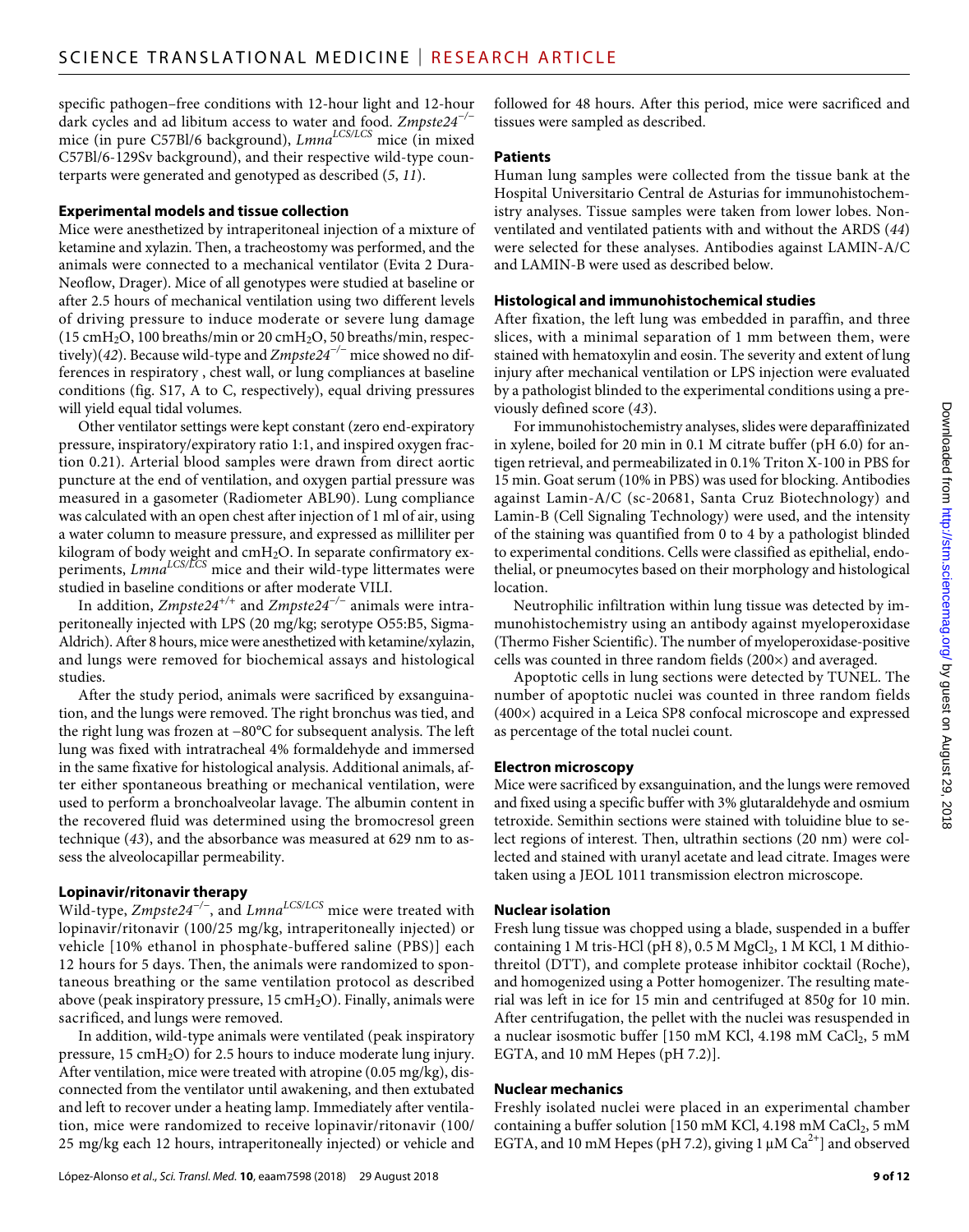specific pathogen–free conditions with 12-hour light and 12-hour dark cycles and ad libitum access to water and food. *Zmpste24*$^{-/-}$ mice (in pure C57Bl/6 background), *Lmna*$^{LCS/LCS}$ mice (in mixed C57Bl/6-129Sv background), and their respective wild-type counterparts were generated and genotyped as described (*5*, *11*).

### Experimental models and tissue collection

Mice were anesthetized by intraperitoneal injection of a mixture of ketamine and xylazin. Then, a tracheostomy was performed, and the animals were connected to a mechanical ventilator (Evita 2 Dura-Neoflow, Drager). Mice of all genotypes were studied at baseline or after 2.5 hours of mechanical ventilation using two different levels of driving pressure to induce moderate or severe lung damage (15 cm$H_2O$, 100 breaths/min or 20 cm$H_2O$, 50 breaths/min, respectively)(*42*). Because wild-type and *Zmpste24*$^{-/-}$ mice showed no differences in respiratory, chest wall, or lung compliances at baseline conditions (fig. S17, A to C, respectively), equal driving pressures will yield equal tidal volumes.

Other ventilator settings were kept constant (zero end-expiratory pressure, inspiratory/expiratory ratio 1:1, and inspired oxygen fraction 0.21). Arterial blood samples were drawn from direct aortic puncture at the end of ventilation, and oxygen partial pressure was measured in a gasometer (Radiometer ABL90). Lung compliance was calculated with an open chest after injection of 1 ml of air, using a water column to measure pressure, and expressed as milliliter per kilogram of body weight and cm$H_2O$. In separate confirmatory experiments, *Lmna*$^{LCS/LCS}$ mice and their wild-type littermates were studied in baseline conditions or after moderate VILI.

In addition, *Zmpste24*$^{+/+}$ and *Zmpste24*$^{-/-}$ animals were intraperitoneally injected with LPS (20 mg/kg; serotype O55:B5, Sigma-Aldrich). After 8 hours, mice were anesthetized with ketamine/xylazin, and lungs were removed for biochemical assays and histological studies.

After the study period, animals were sacrificed by exsanguination, and the lungs were removed. The right bronchus was tied, and the right lung was frozen at −80°C for subsequent analysis. The left lung was fixed with intratracheal 4% formaldehyde and immersed in the same fixative for histological analysis. Additional animals, after either spontaneous breathing or mechanical ventilation, were used to perform a bronchoalveolar lavage. The albumin content in the recovered fluid was determined using the bromocresol green technique (*43*), and the absorbance was measured at 629 nm to assess the alveolocapillar permeability.

### Lopinavir/ritonavir therapy

Wild-type, *Zmpste24*$^{-/-}$, and *Lmna*$^{LCS/LCS}$ mice were treated with lopinavir/ritonavir (100/25 mg/kg, intraperitoneally injected) or vehicle [10% ethanol in phosphate-buffered saline (PBS)] each 12 hours for 5 days. Then, the animals were randomized to spontaneous breathing or the same ventilation protocol as described above (peak inspiratory pressure, 15 cm$H_2O$). Finally, animals were sacrificed, and lungs were removed.

In addition, wild-type animals were ventilated (peak inspiratory pressure, 15 cm$H_2O$) for 2.5 hours to induce moderate lung injury. After ventilation, mice were treated with atropine (0.05 mg/kg), disconnected from the ventilator until awakening, and then extubated and left to recover under a heating lamp. Immediately after ventilation, mice were randomized to receive lopinavir/ritonavir (100/25 mg/kg each 12 hours, intraperitoneally injected) or vehicle and followed for 48 hours. After this period, mice were sacrificed and tissues were sampled as described.

### Patients

Human lung samples were collected from the tissue bank at the Hospital Universitario Central de Asturias for immunohistochemistry analyses. Tissue samples were taken from lower lobes. Nonventilated and ventilated patients with and without the ARDS (*44*) were selected for these analyses. Antibodies against LAMIN-A/C and LAMIN-B were used as described below.

### Histological and immunohistochemical studies

After fixation, the left lung was embedded in paraffin, and three slices, with a minimal separation of 1 mm between them, were stained with hematoxylin and eosin. The severity and extent of lung injury after mechanical ventilation or LPS injection were evaluated by a pathologist blinded to the experimental conditions using a previously defined score (*43*).

For immunohistochemistry analyses, slides were deparaffinizated in xylene, boiled for 20 min in 0.1 M citrate buffer (pH 6.0) for antigen retrieval, and permeabilized in 0.1% Triton X-100 in PBS for 15 min. Goat serum (10% in PBS) was used for blocking. Antibodies against Lamin-A/C (sc-20681, Santa Cruz Biotechnology) and Lamin-B (Cell Signaling Technology) were used, and the intensity of the staining was quantified from 0 to 4 by a pathologist blinded to experimental conditions. Cells were classified as epithelial, endothelial, or pneumocytes based on their morphology and histological location.

Neutrophilic infiltration within lung tissue was detected by immunohistochemistry using an antibody against myeloperoxidase (Thermo Fisher Scientific). The number of myeloperoxidase-positive cells was counted in three random fields (200×) and averaged.

Apoptotic cells in lung sections were detected by TUNEL. The number of apoptotic nuclei was counted in three random fields (400×) acquired in a Leica SP8 confocal microscope and expressed as percentage of the total nuclei count.

### Electron microscopy

Mice were sacrificed by exsanguination, and the lungs were removed and fixed using a specific buffer with 3% glutaraldehyde and osmium tetroxide. Semithin sections were stained with toluidine blue to select regions of interest. Then, ultrathin sections (20 nm) were collected and stained with uranyl acetate and lead citrate. Images were taken using a JEOL 1011 transmission electron microscope.

### Nuclear isolation

Fresh lung tissue was chopped using a blade, suspended in a buffer containing 1 M tris-HCl (pH 8), 0.5 M $MgCl_2$, 1 M KCl, 1 M dithiothreitol (DTT), and complete protease inhibitor cocktail (Roche), and homogenized using a Potter homogenizer. The resulting material was left in ice for 15 min and centrifuged at 850*g* for 10 min. After centrifugation, the pellet with the nuclei was resuspended in a nuclear isosmotic buffer [150 mM KCl, 4.198 mM $CaCl_2$, 5 mM EGTA, and 10 mM Hepes (pH 7.2)].

### Nuclear mechanics

Freshly isolated nuclei were placed in an experimental chamber containing a buffer solution [150 mM KCl, 4.198 mM $CaCl_2$, 5 mM EGTA, and 10 mM Hepes (pH 7.2), giving 1 μM $Ca^{2+}$] and observed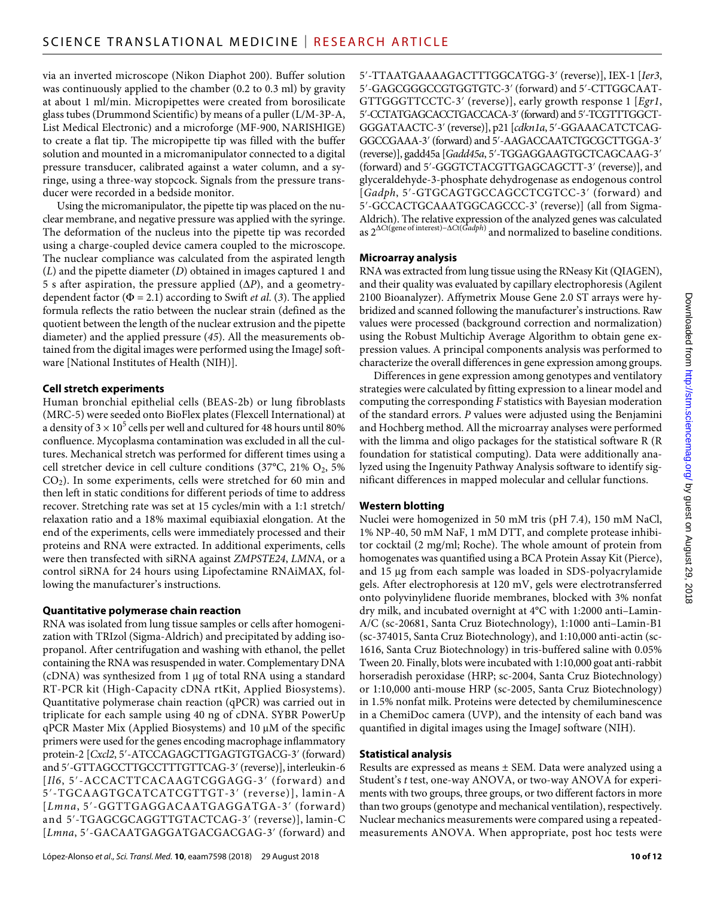via an inverted microscope (Nikon Diaphot 200). Buffer solution was continuously applied to the chamber (0.2 to 0.3 ml) by gravity at about 1 ml/min. Micropipettes were created from borosilicate glass tubes (Drummond Scientific) by means of a puller (L/M-3P-A, List Medical Electronic) and a microforge (MF-900, NARISHIGE) to create a flat tip. The micropipette tip was filled with the buffer solution and mounted in a micromanipulator connected to a digital pressure transducer, calibrated against a water column, and a syringe, using a three-way stopcock. Signals from the pressure transducer were recorded in a bedside monitor.

Using the micromanipulator, the pipette tip was placed on the nuclear membrane, and negative pressure was applied with the syringe. The deformation of the nucleus into the pipette tip was recorded using a charge-coupled device camera coupled to the microscope. The nuclear compliance was calculated from the aspirated length ($L$) and the pipette diameter ($D$) obtained in images captured 1 and 5 s after aspiration, the pressure applied ($\Delta P$), and a geometry-dependent factor ($\Phi = 2.1$) according to Swift *et al.* (3). The applied formula reflects the ratio between the nuclear strain (defined as the quotient between the length of the nuclear extrusion and the pipette diameter) and the applied pressure (45). All the measurements obtained from the digital images were performed using the ImageJ software [National Institutes of Health (NIH)].

#### Cell stretch experiments

Human bronchial epithelial cells (BEAS-2b) or lung fibroblasts (MRC-5) were seeded onto BioFlex plates (Flexcell International) at a density of $3 \times 10^5$ cells per well and cultured for 48 hours until 80% confluence. Mycoplasma contamination was excluded in all the cultures. Mechanical stretch was performed for different times using a cell stretcher device in cell culture conditions (37°C, 21% $O_2$, 5% $CO_2$). In some experiments, cells were stretched for 60 min and then left in static conditions for different periods of time to address recover. Stretching rate was set at 15 cycles/min with a 1:1 stretch/relaxation ratio and a 18% maximal equibiaxial elongation. At the end of the experiments, cells were immediately processed and their proteins and RNA were extracted. In additional experiments, cells were then transfected with siRNA against *ZMPSTE24*, *LMNA*, or a control siRNA for 24 hours using Lipofectamine RNAiMAX, following the manufacturer's instructions.

#### Quantitative polymerase chain reaction

RNA was isolated from lung tissue samples or cells after homogenization with TRIzol (Sigma-Aldrich) and precipitated by adding isopropanol. After centrifugation and washing with ethanol, the pellet containing the RNA was resuspended in water. Complementary DNA (cDNA) was synthesized from 1 μg of total RNA using a standard RT-PCR kit (High-Capacity cDNA rtKit, Applied Biosystems). Quantitative polymerase chain reaction (qPCR) was carried out in triplicate for each sample using 40 ng of cDNA. SYBR PowerUp qPCR Master Mix (Applied Biosystems) and 10 μM of the specific primers were used for the genes encoding macrophage inflammatory protein-2 [*Cxcl2*, 5′-ATCCAGAGCTTGAGTGTGACG-3′ (forward) and 5′-GTTAGCCTTGCCTTTGTTCAG-3′ (reverse)], interleukin-6 [*Il6*, 5′-ACCACTTCACAAGTCGGAGG-3′ (forward) and 5′-TGCAAGTGCATCATCGTTGT-3′ (reverse)], lamin-A [*Lmna*, 5′-GGTTGAGGACAATGAGGATGA-3′ (forward) and 5′-TGAGCGCAGGTTGTACTCAG-3′ (reverse)], lamin-C [*Lmna*, 5′-GACAATGAGGATGACGACGAG-3′ (forward) and 5′-TTAATGAAAAGACTTTGGCATGG-3′ (reverse)], IEX-1 [*Ier3*, 5′-GAGCGGGCCGTGGTGTC-3′ (forward) and 5′-CTTGGCAATGTTGGGTTCCTC-3′ (reverse)], early growth response 1 [*Egr1*, 5′-CCTATGAGCACCTGACCACA-3′ (forward) and 5′-TCGTTTGGCTGGGATAACTC-3′ (reverse)], p21 [*cdkn1a*, 5′-GGAAACATCTCAGGGCCGAAA-3′ (forward) and 5′-AAGACCAATCTGCGCTTGGA-3′ (reverse)], gadd45a [*Gadd45a*, 5′-TGGAGGAAGTGCTCAGCAAG-3′ (forward) and 5′-GGGTCTACGTTGAGCAGCTT-3′ (reverse)], and glyceraldehyde-3-phosphate dehydrogenase as endogenous control [*Gadph*, 5′-GTGCAGTGCCAGCCTCGTCC-3′ (forward) and 5′-GCCACTGCAAATGGCAGCCC-3′ (reverse)] (all from Sigma-Aldrich). The relative expression of the analyzed genes was calculated as $2^{\Delta Ct(\text{gene of interest}) - \Delta Ct(Gadph)}$ and normalized to baseline conditions.

#### Microarray analysis

RNA was extracted from lung tissue using the RNeasy Kit (QIAGEN), and their quality was evaluated by capillary electrophoresis (Agilent 2100 Bioanalyzer). Affymetrix Mouse Gene 2.0 ST arrays were hybridized and scanned following the manufacturer's instructions. Raw values were processed (background correction and normalization) using the Robust Multichip Average Algorithm to obtain gene expression values. A principal components analysis was performed to characterize the overall differences in gene expression among groups.

Differences in gene expression among genotypes and ventilatory strategies were calculated by fitting expression to a linear model and computing the corresponding $F$ statistics with Bayesian moderation of the standard errors. $P$ values were adjusted using the Benjamini and Hochberg method. All the microarray analyses were performed with the limma and oligo packages for the statistical software R (R foundation for statistical computing). Data were additionally analyzed using the Ingenuity Pathway Analysis software to identify significant differences in mapped molecular and cellular functions.

#### Western blotting

Nuclei were homogenized in 50 mM tris (pH 7.4), 150 mM NaCl, 1% NP-40, 50 mM NaF, 1 mM DTT, and complete protease inhibitor cocktail (2 mg/ml; Roche). The whole amount of protein from homogenates was quantified using a BCA Protein Assay Kit (Pierce), and 15 μg from each sample was loaded in SDS-polyacrylamide gels. After electrophoresis at 120 mV, gels were electrotransferred onto polyvinylidene fluoride membranes, blocked with 3% nonfat dry milk, and incubated overnight at 4°C with 1:2000 anti–Lamin-A/C (sc-20681, Santa Cruz Biotechnology), 1:1000 anti–Lamin-B1 (sc-374015, Santa Cruz Biotechnology), and 1:10,000 anti-actin (sc-1616, Santa Cruz Biotechnology) in tris-buffered saline with 0.05% Tween 20. Finally, blots were incubated with 1:10,000 goat anti-rabbit horseradish peroxidase (HRP; sc-2004, Santa Cruz Biotechnology) or 1:10,000 anti-mouse HRP (sc-2005, Santa Cruz Biotechnology) in 1.5% nonfat milk. Proteins were detected by chemiluminescence in a ChemiDoc camera (UVP), and the intensity of each band was quantified in digital images using the ImageJ software (NIH).

#### Statistical analysis

Results are expressed as means ± SEM. Data were analyzed using a Student's $t$ test, one-way ANOVA, or two-way ANOVA for experiments with two groups, three groups, or two different factors in more than two groups (genotype and mechanical ventilation), respectively. Nuclear mechanics measurements were compared using a repeated-measurements ANOVA. When appropriate, post hoc tests were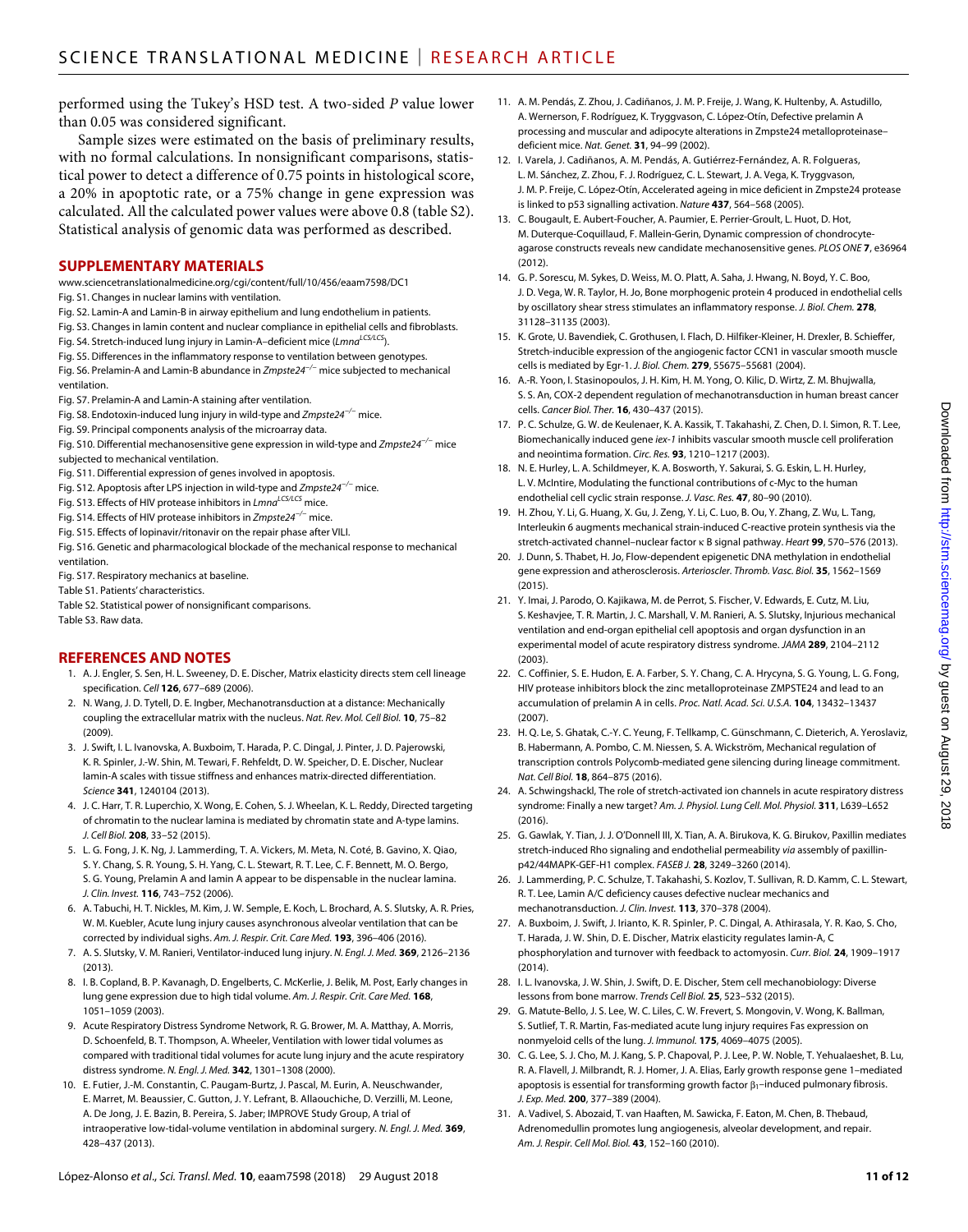performed using the Tukey's HSD test. A two-sided *P* value lower than 0.05 was considered significant.

Sample sizes were estimated on the basis of preliminary results, with no formal calculations. In nonsignificant comparisons, statistical power to detect a difference of 0.75 points in histological score, a 20% in apoptotic rate, or a 75% change in gene expression was calculated. All the calculated power values were above 0.8 (table S2). Statistical analysis of genomic data was performed as described.

## SUPPLEMENTARY MATERIALS

www.sciencetranslationalmedicine.org/cgi/content/full/10/456/eaam7598/DC1

Fig. S1. Changes in nuclear lamins with ventilation.

Fig. S2. Lamin-A and Lamin-B in airway epithelium and lung endothelium in patients.

Fig. S3. Changes in lamin content and nuclear compliance in epithelial cells and fibroblasts.

Fig. S4. Stretch-induced lung injury in Lamin-A–deficient mice (*Lmna*$^{LCS/LCS}$).

Fig. S5. Differences in the inflammatory response to ventilation between genotypes.

Fig. S6. Prelamin-A and Lamin-B abundance in *Zmpste24*$^{-/-}$ mice subjected to mechanical ventilation.

Fig. S7. Prelamin-A and Lamin-A staining after ventilation.

Fig. S8. Endotoxin-induced lung injury in wild-type and *Zmpste24*$^{-/-}$ mice.

Fig. S9. Principal components analysis of the microarray data.

Fig. S10. Differential mechanosensitive gene expression in wild-type and *Zmpste24*$^{-/-}$ mice subjected to mechanical ventilation.

Fig. S11. Differential expression of genes involved in apoptosis.

Fig. S12. Apoptosis after LPS injection in wild-type and *Zmpste24*$^{-/-}$ mice.

Fig. S13. Effects of HIV protease inhibitors in *Lmna*$^{LCS/LCS}$ mice.

Fig. S14. Effects of HIV protease inhibitors in *Zmpste24*$^{-/-}$ mice.

Fig. S15. Effects of lopinavir/ritonavir on the repair phase after VILI.

Fig. S16. Genetic and pharmacological blockade of the mechanical response to mechanical ventilation.

Fig. S17. Respiratory mechanics at baseline.

Table S1. Patients' characteristics.

Table S2. Statistical power of nonsignificant comparisons.

Table S3. Raw data.

## REFERENCES AND NOTES

1. A. J. Engler, S. Sen, H. L. Sweeney, D. E. Discher, Matrix elasticity directs stem cell lineage specification. *Cell* **126**, 677–689 (2006).
2. N. Wang, J. D. Tytell, D. E. Ingber, Mechanotransduction at a distance: Mechanically coupling the extracellular matrix with the nucleus. *Nat. Rev. Mol. Cell Biol.* **10**, 75–82 (2009).
3. J. Swift, I. L. Ivanovska, A. Buxboim, T. Harada, P. C. Dingal, J. Pinter, J. D. Pajerowski, K. R. Spinler, J.-W. Shin, M. Tewari, F. Rehfeldt, D. W. Speicher, D. E. Discher, Nuclear lamin-A scales with tissue stiffness and enhances matrix-directed differentiation. *Science* **341**, 1240104 (2013).
4. J. C. Harr, T. R. Luperchio, X. Wong, E. Cohen, S. J. Wheelan, K. L. Reddy, Directed targeting of chromatin to the nuclear lamina is mediated by chromatin state and A-type lamins. *J. Cell Biol.* **208**, 33–52 (2015).
5. L. G. Fong, J. K. Ng, J. Lammerding, T. A. Vickers, M. Meta, N. Coté, B. Gavino, X. Qiao, S. Y. Chang, S. R. Young, S. H. Yang, C. L. Stewart, R. T. Lee, C. F. Bennett, M. O. Bergo, S. G. Young, Prelamin A and lamin A appear to be dispensable in the nuclear lamina. *J. Clin. Invest.* **116**, 743–752 (2006).
6. A. Tabuchi, H. T. Nickles, M. Kim, J. W. Semple, E. Koch, L. Brochard, A. S. Slutsky, A. R. Pries, W. M. Kuebler, Acute lung injury causes asynchronous alveolar ventilation that can be corrected by individual sighs. *Am. J. Respir. Crit. Care Med.* **193**, 396–406 (2016).
7. A. S. Slutsky, V. M. Ranieri, Ventilator-induced lung injury. *N. Engl. J. Med.* **369**, 2126–2136 (2013).
8. I. B. Copland, B. P. Kavanagh, D. Engelberts, C. McKerlie, J. Belik, M. Post, Early changes in lung gene expression due to high tidal volume. *Am. J. Respir. Crit. Care Med.* **168**, 1051–1059 (2003).
9. Acute Respiratory Distress Syndrome Network, R. G. Brower, M. A. Matthay, A. Morris, D. Schoenfeld, B. T. Thompson, A. Wheeler, Ventilation with lower tidal volumes as compared with traditional tidal volumes for acute lung injury and the acute respiratory distress syndrome. *N. Engl. J. Med.* **342**, 1301–1308 (2000).
10. E. Futier, J.-M. Constantin, C. Paugam-Burtz, J. Pascal, M. Eurin, A. Neuschwander, E. Marret, M. Beaussier, C. Gutton, J. Y. Lefrant, B. Allaouchiche, D. Verzilli, M. Leone, A. De Jong, J. E. Bazin, B. Pereira, S. Jaber; IMPROVE Study Group, A trial of intraoperative low-tidal-volume ventilation in abdominal surgery. *N. Engl. J. Med.* **369**, 428–437 (2013).
11. A. M. Pendás, Z. Zhou, J. Cadiñanos, J. M. P. Freije, J. Wang, K. Hultenby, A. Astudillo, A. Wernerson, F. Rodríguez, K. Tryggvason, C. López-Otín, Defective prelamin A processing and muscular and adipocyte alterations in Zmpste24 metalloproteinase–deficient mice. *Nat. Genet.* **31**, 94–99 (2002).
12. I. Varela, J. Cadiñanos, A. M. Pendás, A. Gutiérrez-Fernández, A. R. Folgueras, L. M. Sánchez, Z. Zhou, F. J. Rodríguez, C. L. Stewart, J. A. Vega, K. Tryggvason, J. M. P. Freije, C. López-Otín, Accelerated ageing in mice deficient in Zmpste24 protease is linked to p53 signalling activation. *Nature* **437**, 564–568 (2005).
13. C. Bougault, E. Aubert-Foucher, A. Paumier, E. Perrier-Groult, L. Huot, D. Hot, M. Duterque-Coquillaud, F. Mallein-Gerin, Dynamic compression of chondrocyte-agarose constructs reveals new candidate mechanosensitive genes. *PLOS ONE* **7**, e36964 (2012).
14. G. P. Sorescu, M. Sykes, D. Weiss, M. O. Platt, A. Saha, J. Hwang, N. Boyd, Y. C. Boo, J. D. Vega, W. R. Taylor, H. Jo, Bone morphogenic protein 4 produced in endothelial cells by oscillatory shear stress stimulates an inflammatory response. *J. Biol. Chem.* **278**, 31128–31135 (2003).
15. K. Grote, U. Bavendiek, C. Grothusen, I. Flach, D. Hilfiker-Kleiner, H. Drexler, B. Schieffer, Stretch-inducible expression of the angiogenic factor CCN1 in vascular smooth muscle cells is mediated by Egr-1. *J. Biol. Chem.* **279**, 55675–55681 (2004).
16. A.-R. Yoon, I. Stasinopoulos, J. H. Kim, H. M. Yong, O. Kilic, D. Wirtz, Z. M. Bhujwalla, S. S. An, COX-2 dependent regulation of mechanotransduction in human breast cancer cells. *Cancer Biol. Ther.* **16**, 430–437 (2015).
17. P. C. Schulze, G. W. de Keulenaer, K. A. Kassik, T. Takahashi, Z. Chen, D. I. Simon, R. T. Lee, Biomechanically induced gene *iex-1* inhibits vascular smooth muscle cell proliferation and neointima formation. *Circ. Res.* **93**, 1210–1217 (2003).
18. N. E. Hurley, L. A. Schildmeyer, K. A. Bosworth, Y. Sakurai, S. G. Eskin, L. H. Hurley, L. V. McIntire, Modulating the functional contributions of c-Myc to the human endothelial cell cyclic strain response. *J. Vasc. Res.* **47**, 80–90 (2010).
19. H. Zhou, Y. Li, G. Huang, X. Gu, J. Zeng, Y. Li, C. Luo, B. Ou, Y. Zhang, Z. Wu, L. Tang, Interleukin 6 augments mechanical strain-induced C-reactive protein synthesis via the stretch-activated channel–nuclear factor κ B signal pathway. *Heart* **99**, 570–576 (2013).
20. J. Dunn, S. Thabet, H. Jo, Flow-dependent epigenetic DNA methylation in endothelial gene expression and atherosclerosis. *Arterioscler. Thromb. Vasc. Biol.* **35**, 1562–1569 (2015).
21. Y. Imai, J. Parodo, O. Kajikawa, M. de Perrot, S. Fischer, V. Edwards, E. Cutz, M. Liu, S. Keshavjee, T. R. Martin, J. C. Marshall, V. M. Ranieri, A. S. Slutsky, Injurious mechanical ventilation and end-organ epithelial cell apoptosis and organ dysfunction in an experimental model of acute respiratory distress syndrome. *JAMA* **289**, 2104–2112 (2003).
22. C. Coffinier, S. E. Hudon, E. A. Farber, S. Y. Chang, C. A. Hrycyna, S. G. Young, L. G. Fong, HIV protease inhibitors block the zinc metalloproteinase ZMPSTE24 and lead to an accumulation of prelamin A in cells. *Proc. Natl. Acad. Sci. U.S.A.* **104**, 13432–13437 (2007).
23. H. Q. Le, S. Ghatak, C.-Y. C. Yeung, F. Tellkamp, C. Günschmann, C. Dieterich, A. Yeroslaviz, B. Habermann, A. Pombo, C. M. Niessen, S. A. Wickström, Mechanical regulation of transcription controls Polycomb-mediated gene silencing during lineage commitment. *Nat. Cell Biol.* **18**, 864–875 (2016).
24. A. Schwingshackl, The role of stretch-activated ion channels in acute respiratory distress syndrome: Finally a new target? *Am. J. Physiol. Lung Cell. Mol. Physiol.* **311**, L639–L652 (2016).
25. G. Gawlak, Y. Tian, J. J. O'Donnell III, X. Tian, A. A. Birukova, K. G. Birukov, Paxillin mediates stretch-induced Rho signaling and endothelial permeability *via* assembly of paxillin-p42/44MAPK-GEF-H1 complex. *FASEB J.* **28**, 3249–3260 (2014).
26. J. Lammerding, P. C. Schulze, T. Takahashi, S. Kozlov, T. Sullivan, R. D. Kamm, C. L. Stewart, R. T. Lee, Lamin A/C deficiency causes defective nuclear mechanics and mechanotransduction. *J. Clin. Invest.* **113**, 370–378 (2004).
27. A. Buxboim, J. Swift, J. Irianto, K. R. Spinler, P. C. Dingal, A. Athirasala, Y. R. Kao, S. Cho, T. Harada, J. W. Shin, D. E. Discher, Matrix elasticity regulates lamin-A, C phosphorylation and turnover with feedback to actomyosin. *Curr. Biol.* **24**, 1909–1917 (2014).
28. I. L. Ivanovska, J. W. Shin, J. Swift, D. E. Discher, Stem cell mechanobiology: Diverse lessons from bone marrow. *Trends Cell Biol.* **25**, 523–532 (2015).
29. G. Matute-Bello, J. S. Lee, W. C. Liles, C. W. Frevert, S. Mongovin, V. Wong, K. Ballman, S. Sutlief, T. R. Martin, Fas-mediated acute lung injury requires Fas expression on nonmyeloid cells of the lung. *J. Immunol.* **175**, 4069–4075 (2005).
30. C. G. Lee, S. J. Cho, M. J. Kang, S. P. Chapoval, P. J. Lee, P. W. Noble, T. Yehualaeshet, B. Lu, R. A. Flavell, J. Milbrandt, R. J. Homer, J. A. Elias, Early growth response gene 1–mediated apoptosis is essential for transforming growth factor $\beta_1$–induced pulmonary fibrosis. *J. Exp. Med.* **200**, 377–389 (2004).
31. A. Vadivel, S. Abozaid, T. van Haaften, M. Sawicka, F. Eaton, M. Chen, B. Thebaud, Adrenomedullin promotes lung angiogenesis, alveolar development, and repair. *Am. J. Respir. Cell Mol. Biol.* **43**, 152–160 (2010).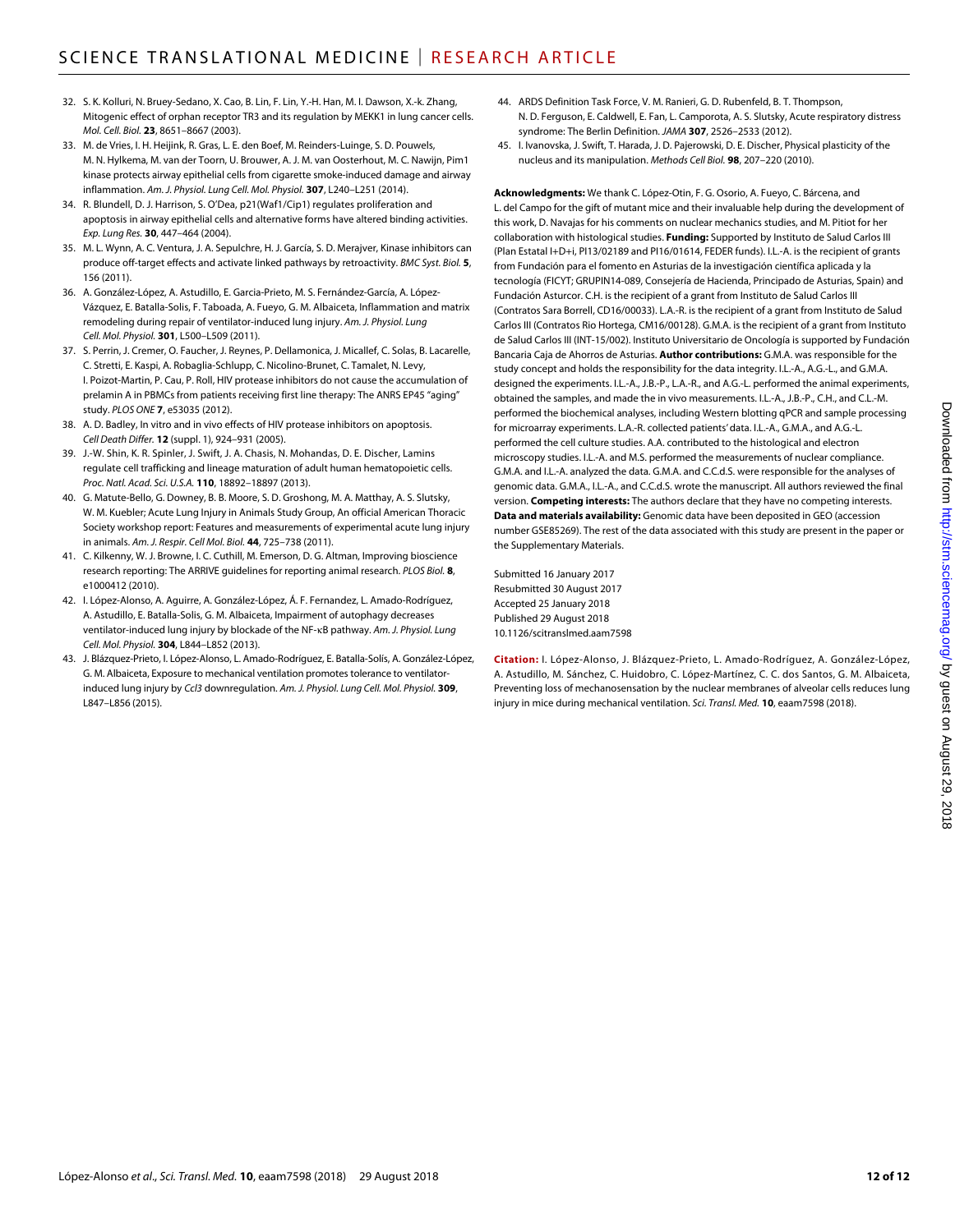32. S. K. Kolluri, N. Bruey-Sedano, X. Cao, B. Lin, F. Lin, Y.-H. Han, M. I. Dawson, X.-k. Zhang, Mitogenic effect of orphan receptor TR3 and its regulation by MEKK1 in lung cancer cells. *Mol. Cell. Biol.* **23**, 8651–8667 (2003).
33. M. de Vries, I. H. Heijink, R. Gras, L. E. den Boef, M. Reinders-Luinge, S. D. Pouwels, M. N. Hylkema, M. van der Toorn, U. Brouwer, A. J. M. van Oosterhout, M. C. Nawijn, Pim1 kinase protects airway epithelial cells from cigarette smoke-induced damage and airway inflammation. *Am. J. Physiol. Lung Cell. Mol. Physiol.* **307**, L240–L251 (2014).
34. R. Blundell, D. J. Harrison, S. O'Dea, p21(Waf1/Cip1) regulates proliferation and apoptosis in airway epithelial cells and alternative forms have altered binding activities. *Exp. Lung Res.* **30**, 447–464 (2004).
35. M. L. Wynn, A. C. Ventura, J. A. Sepulchre, H. J. García, S. D. Merajver, Kinase inhibitors can produce off-target effects and activate linked pathways by retroactivity. *BMC Syst. Biol.* **5**, 156 (2011).
36. A. González-López, A. Astudillo, E. Garcia-Prieto, M. S. Fernández-García, A. López-Vázquez, E. Batalla-Solis, F. Taboada, A. Fueyo, G. M. Albaiceta, Inflammation and matrix remodeling during repair of ventilator-induced lung injury. *Am. J. Physiol. Lung Cell. Mol. Physiol.* **301**, L500–L509 (2011).
37. S. Perrin, J. Cremer, O. Faucher, J. Reynes, P. Dellamonica, J. Micallef, C. Solas, B. Lacarelle, C. Stretti, E. Kaspi, A. Robaglia-Schlupp, C. Nicolino-Brunet, C. Tamalet, N. Levy, I. Poizot-Martin, P. Cau, P. Roll, HIV protease inhibitors do not cause the accumulation of prelamin A in PBMCs from patients receiving first line therapy: The ANRS EP45 "aging" study. *PLOS ONE* **7**, e53035 (2012).
38. A. D. Badley, In vitro and in vivo effects of HIV protease inhibitors on apoptosis. *Cell Death Differ.* **12** (suppl. 1), 924–931 (2005).
39. J.-W. Shin, K. R. Spinler, J. Swift, J. A. Chasis, N. Mohandas, D. E. Discher, Lamins regulate cell trafficking and lineage maturation of adult human hematopoietic cells. *Proc. Natl. Acad. Sci. U.S.A.* **110**, 18892–18897 (2013).
40. G. Matute-Bello, G. Downey, B. B. Moore, S. D. Groshong, M. A. Matthay, A. S. Slutsky, W. M. Kuebler; Acute Lung Injury in Animals Study Group, An official American Thoracic Society workshop report: Features and measurements of experimental acute lung injury in animals. *Am. J. Respir. Cell Mol. Biol.* **44**, 725–738 (2011).
41. C. Kilkenny, W. J. Browne, I. C. Cuthill, M. Emerson, D. G. Altman, Improving bioscience research reporting: The ARRIVE guidelines for reporting animal research. *PLOS Biol.* **8**, e1000412 (2010).
42. I. López-Alonso, A. Aguirre, A. González-López, Á. F. Fernandez, L. Amado-Rodríguez, A. Astudillo, E. Batalla-Solis, G. M. Albaiceta, Impairment of autophagy decreases ventilator-induced lung injury by blockade of the NF-κB pathway. *Am. J. Physiol. Lung Cell. Mol. Physiol.* **304**, L844–L852 (2013).
43. J. Blázquez-Prieto, I. López-Alonso, L. Amado-Rodríguez, E. Batalla-Solís, A. González-López, G. M. Albaiceta, Exposure to mechanical ventilation promotes tolerance to ventilator-induced lung injury by *Ccl3* downregulation. *Am. J. Physiol. Lung Cell. Mol. Physiol.* **309**, L847–L856 (2015).
44. ARDS Definition Task Force, V. M. Ranieri, G. D. Rubenfeld, B. T. Thompson, N. D. Ferguson, E. Caldwell, E. Fan, L. Camporota, A. S. Slutsky, Acute respiratory distress syndrome: The Berlin Definition. *JAMA* **307**, 2526–2533 (2012).
45. I. Ivanovska, J. Swift, T. Harada, J. D. Pajerowski, D. E. Discher, Physical plasticity of the nucleus and its manipulation. *Methods Cell Biol.* **98**, 207–220 (2010).

**Acknowledgments:** We thank C. López-Otin, F. G. Osorio, A. Fueyo, C. Bárcena, and L. del Campo for the gift of mutant mice and their invaluable help during the development of this work, D. Navajas for his comments on nuclear mechanics studies, and M. Pitiot for her collaboration with histological studies. **Funding:** Supported by Instituto de Salud Carlos III (Plan Estatal I+D+i, PI13/02189 and PI16/01614, FEDER funds). I.L.-A. is the recipient of grants from Fundación para el fomento en Asturias de la investigación científica aplicada y la tecnología (FICYT; GRUPIN14-089, Consejería de Hacienda, Principado de Asturias, Spain) and Fundación Asturcor. C.H. is the recipient of a grant from Instituto de Salud Carlos III (Contratos Sara Borrell, CD16/00033). L.A.-R. is the recipient of a grant from Instituto de Salud Carlos III (Contratos Rio Hortega, CM16/00128). G.M.A. is the recipient of a grant from Instituto de Salud Carlos III (INT-15/002). Instituto Universitario de Oncología is supported by Fundación Bancaria Caja de Ahorros de Asturias. **Author contributions:** G.M.A. was responsible for the study concept and holds the responsibility for the data integrity. I.L.-A., A.G.-L., and G.M.A. designed the experiments. I.L.-A., J.B.-P., L.A.-R., and A.G.-L. performed the animal experiments, obtained the samples, and made the in vivo measurements. I.L.-A., J.B.-P., C.H., and C.L.-M. performed the biochemical analyses, including Western blotting qPCR and sample processing for microarray experiments. L.A.-R. collected patients' data. I.L.-A., G.M.A., and A.G.-L. performed the cell culture studies. A.A. contributed to the histological and electron microscopy studies. I.L.-A. and M.S. performed the measurements of nuclear compliance. G.M.A. and I.L.-A. analyzed the data. G.M.A. and C.C.d.S. were responsible for the analyses of genomic data. G.M.A., I.L.-A., and C.C.d.S. wrote the manuscript. All authors reviewed the final version. **Competing interests:** The authors declare that they have no competing interests. **Data and materials availability:** Genomic data have been deposited in GEO (accession number GSE85269). The rest of the data associated with this study are present in the paper or the Supplementary Materials.

Submitted 16 January 2017
Resubmitted 30 August 2017
Accepted 25 January 2018
Published 29 August 2018
10.1126/scitranslmed.aam7598

**Citation:** I. López-Alonso, J. Blázquez-Prieto, L. Amado-Rodríguez, A. González-López, A. Astudillo, M. Sánchez, C. Huidobro, C. López-Martínez, C. C. dos Santos, G. M. Albaiceta, Preventing loss of mechanosensation by the nuclear membranes of alveolar cells reduces lung injury in mice during mechanical ventilation. *Sci. Transl. Med.* **10**, eaam7598 (2018).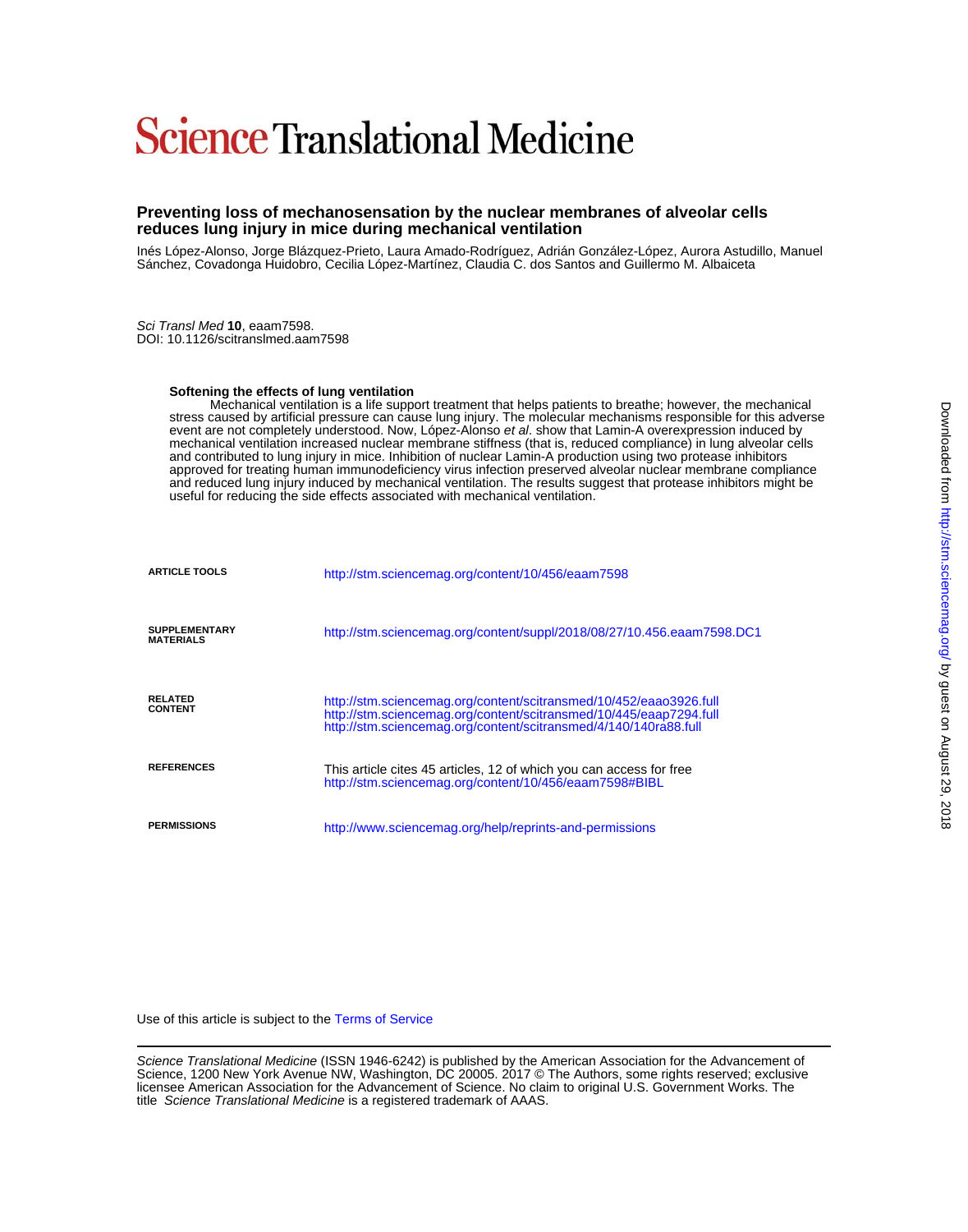# Science Translational Medicine

## Preventing loss of mechanosensation by the nuclear membranes of alveolar cells reduces lung injury in mice during mechanical ventilation

Inés López-Alonso, Jorge Blázquez-Prieto, Laura Amado-Rodríguez, Adrián González-López, Aurora Astudillo, Manuel Sánchez, Covadonga Huidobro, Cecilia López-Martínez, Claudia C. dos Santos and Guillermo M. Albaiceta

*Sci Transl Med* **10**, eaam7598.
DOI: 10.1126/scitranslmed.aam7598

**Softening the effects of lung ventilation**

Mechanical ventilation is a life support treatment that helps patients to breathe; however, the mechanical stress caused by artificial pressure can cause lung injury. The molecular mechanisms responsible for this adverse event are not completely understood. Now, López-Alonso *et al.* show that Lamin-A overexpression induced by mechanical ventilation increased nuclear membrane stiffness (that is, reduced compliance) in lung alveolar cells and contributed to lung injury in mice. Inhibition of nuclear Lamin-A production using two protease inhibitors approved for treating human immunodeficiency virus infection preserved alveolar nuclear membrane compliance and reduced lung injury induced by mechanical ventilation. The results suggest that protease inhibitors might be useful for reducing the side effects associated with mechanical ventilation.

| | |
|---|---|
| **ARTICLE TOOLS** | http://stm.sciencemag.org/content/10/456/eaam7598 |
| **SUPPLEMENTARY MATERIALS** | http://stm.sciencemag.org/content/suppl/2018/08/27/10.456.eaam7598.DC1 |
| **RELATED CONTENT** | http://stm.sciencemag.org/content/scitransmed/10/452/eaao3926.full http://stm.sciencemag.org/content/scitransmed/10/445/eaap7294.full http://stm.sciencemag.org/content/scitransmed/4/140/140ra88.full |
| **REFERENCES** | This article cites 45 articles, 12 of which you can access for free http://stm.sciencemag.org/content/10/456/eaam7598#BIBL |
| **PERMISSIONS** | http://www.sciencemag.org/help/reprints-and-permissions |

Use of this article is subject to the Terms of Service

*Science Translational Medicine* (ISSN 1946-6242) is published by the American Association for the Advancement of Science, 1200 New York Avenue NW, Washington, DC 20005. 2017 © The Authors, some rights reserved; exclusive licensee American Association for the Advancement of Science. No claim to original U.S. Government Works. The title *Science Translational Medicine* is a registered trademark of AAAS.

Downloaded from http://stm.sciencemag.org/ by guest on August 29, 2018